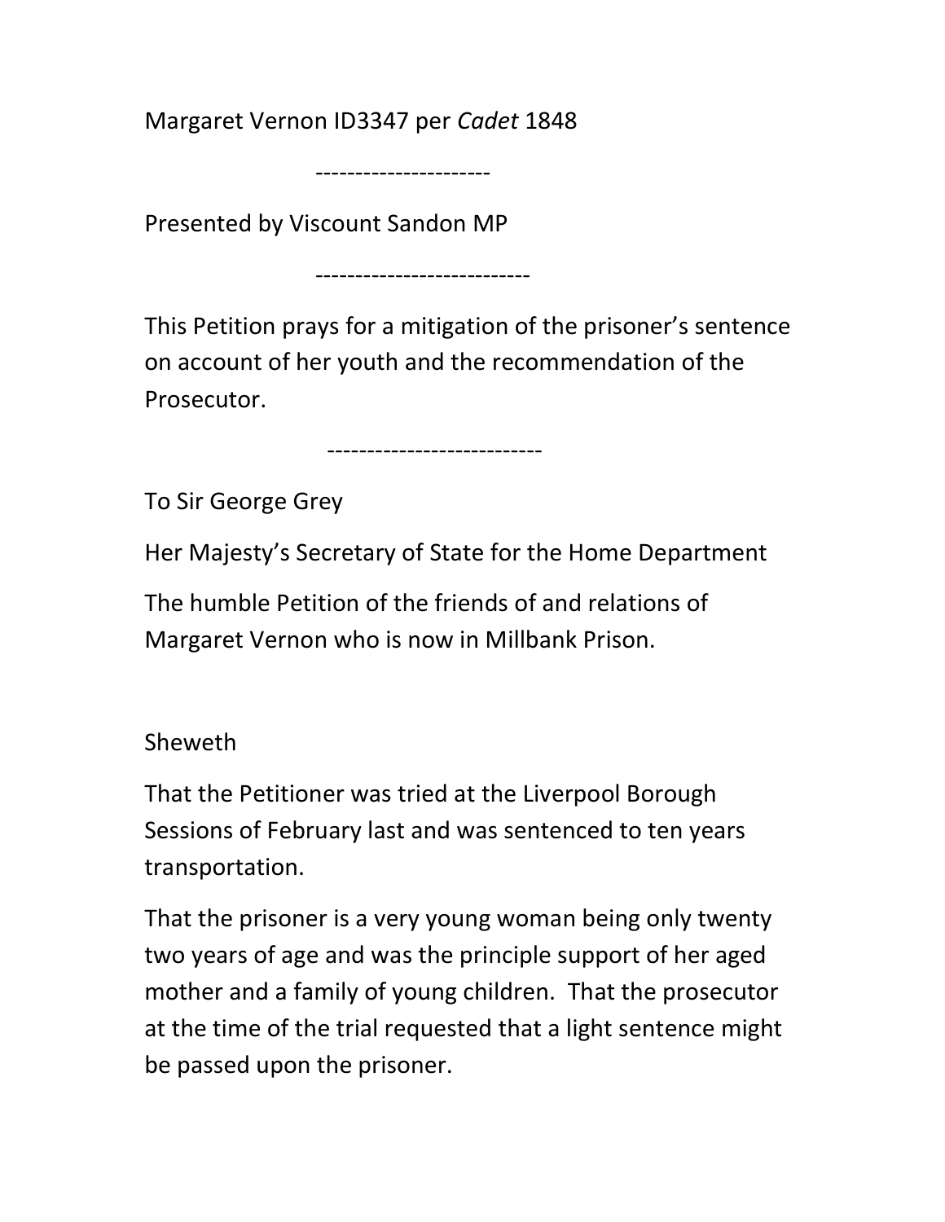Margaret Vernon ID3347 per *Cadet* 1848

---------------------

Presented by Viscount Sandon MP

--------------------------

This Petition prays for a mitigation of the prisoner's sentence on account of her youth and the recommendation of the Prosecutor.

--------------------------

To Sir George Grey

Her Majesty's Secretary of State for the Home Department

The humble Petition of the friends of and relations of Margaret Vernon who is now in Millbank Prison.

Sheweth

That the Petitioner was tried at the Liverpool Borough Sessions of February last and was sentenced to ten years transportation.

That the prisoner is a very young woman being only twenty two years of age and was the principle support of her aged mother and a family of young children. That the prosecutor at the time of the trial requested that a light sentence might be passed upon the prisoner.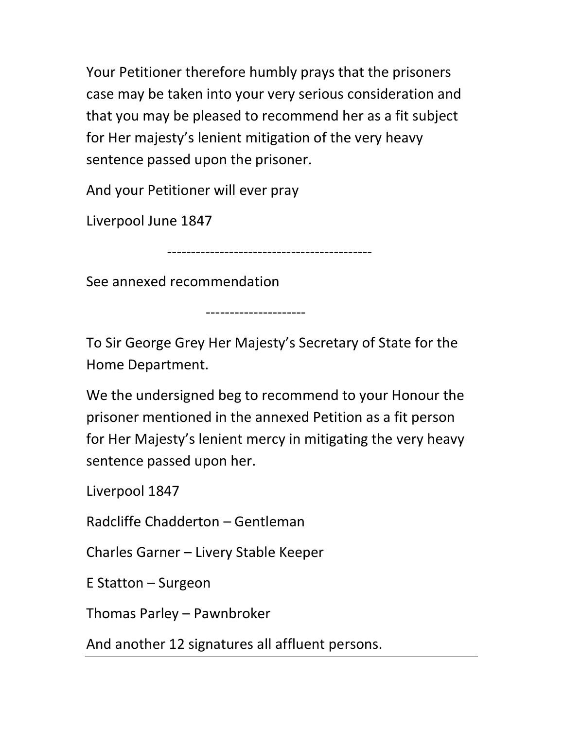Your Petitioner therefore humbly prays that the prisoners case may be taken into your very serious consideration and that you may be pleased to recommend her as a fit subject for Her majesty's lenient mitigation of the very heavy sentence passed upon the prisoner.

And your Petitioner will ever pray

Liverpool June 1847

------------------------------------------

See annexed recommendation

---------------------

To Sir George Grey Her Majesty's Secretary of State for the Home Department.

We the undersigned beg to recommend to your Honour the prisoner mentioned in the annexed Petition as a fit person for Her Majesty's lenient mercy in mitigating the very heavy sentence passed upon her.

Liverpool 1847

Radcliffe Chadderton – Gentleman

Charles Garner – Livery Stable Keeper

E Statton – Surgeon

Thomas Parley – Pawnbroker

And another 12 signatures all affluent persons.

---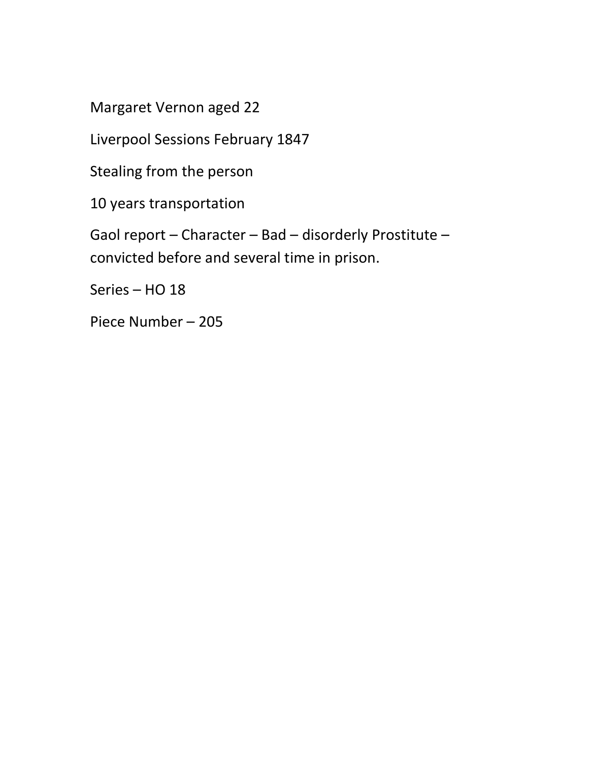Margaret Vernon aged 22

Liverpool Sessions February 1847

Stealing from the person

10 years transportation

Gaol report – Character – Bad – disorderly Prostitute – convicted before and several time in prison.

Series – HO 18

Piece Number – 205